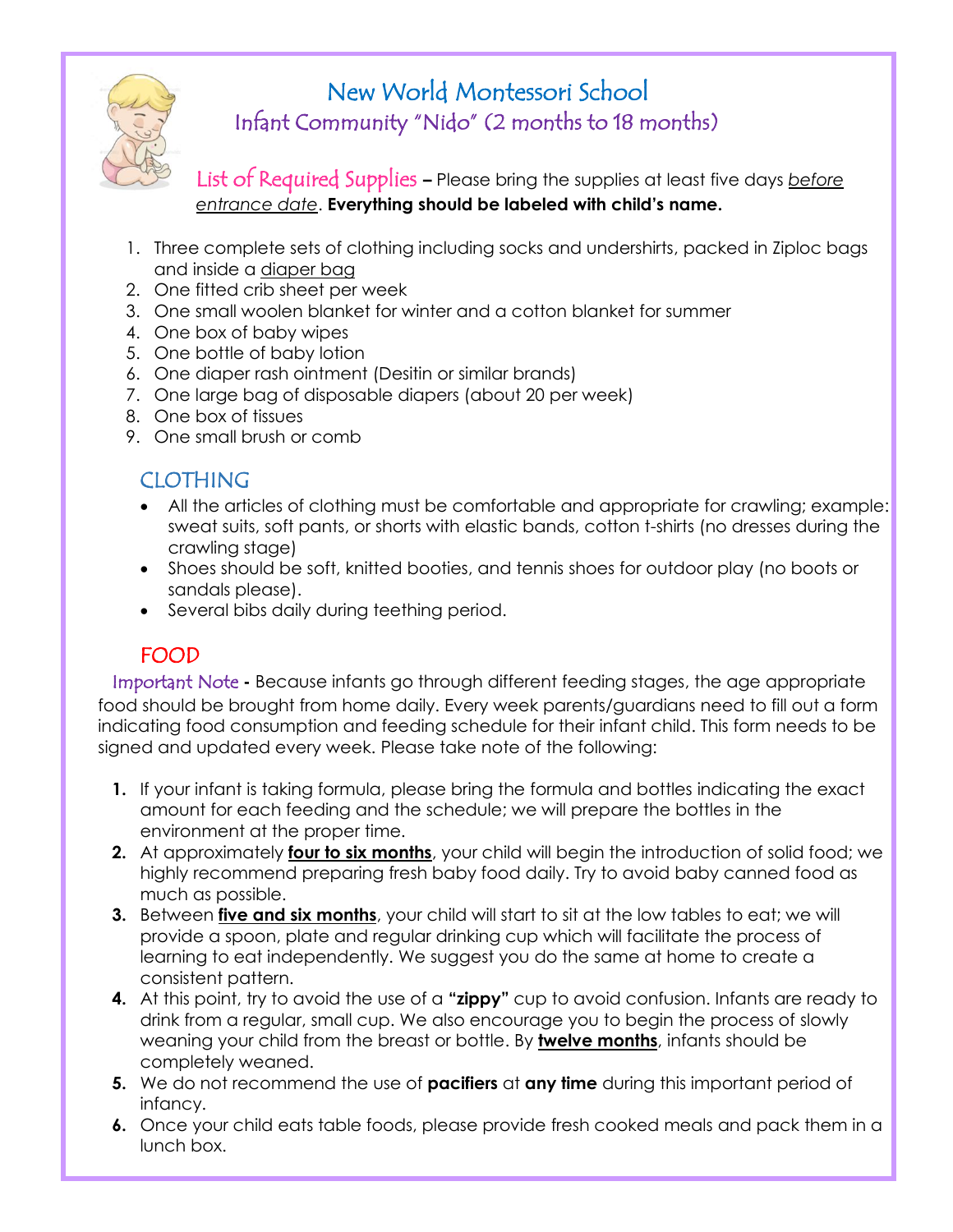# New World Montessori School

## Infant Community "Nido" (2 months to 18 months)

**List of Required Supplies** – Please bring the supplies at least five days *before entrance date*. **Everything should be labeled with child's name.**

1. Three complete sets of clothing including socks and undershirts, packed in Ziploc bags and inside a diaper bag
2. One fitted crib sheet per week
3. One small woolen blanket for winter and a cotton blanket for summer
4. One box of baby wipes
5. One bottle of baby lotion
6. One diaper rash ointment (Desitin or similar brands)
7. One large bag of disposable diapers (about 20 per week)
8. One box of tissues
9. One small brush or comb

## CLOTHING

- All the articles of clothing must be comfortable and appropriate for crawling; example: sweat suits, soft pants, or shorts with elastic bands, cotton t-shirts (no dresses during the crawling stage)
- Shoes should be soft, knitted booties, and tennis shoes for outdoor play (no boots or sandals please).
- Several bibs daily during teething period.

## FOOD

Important Note **-** Because infants go through different feeding stages, the age appropriate food should be brought from home daily. Every week parents/guardians need to fill out a form indicating food consumption and feeding schedule for their infant child. This form needs to be signed and updated every week. Please take note of the following:

1. If your infant is taking formula, please bring the formula and bottles indicating the exact amount for each feeding and the schedule; we will prepare the bottles in the environment at the proper time.
2. At approximately **four to six months**, your child will begin the introduction of solid food; we highly recommend preparing fresh baby food daily. Try to avoid baby canned food as much as possible.
3. Between **five and six months**, your child will start to sit at the low tables to eat; we will provide a spoon, plate and regular drinking cup which will facilitate the process of learning to eat independently. We suggest you do the same at home to create a consistent pattern.
4. At this point, try to avoid the use of a **"zippy"** cup to avoid confusion. Infants are ready to drink from a regular, small cup. We also encourage you to begin the process of slowly weaning your child from the breast or bottle. By **twelve months**, infants should be completely weaned.
5. We do not recommend the use of **pacifiers** at **any time** during this important period of infancy.
6. Once your child eats table foods, please provide fresh cooked meals and pack them in a lunch box.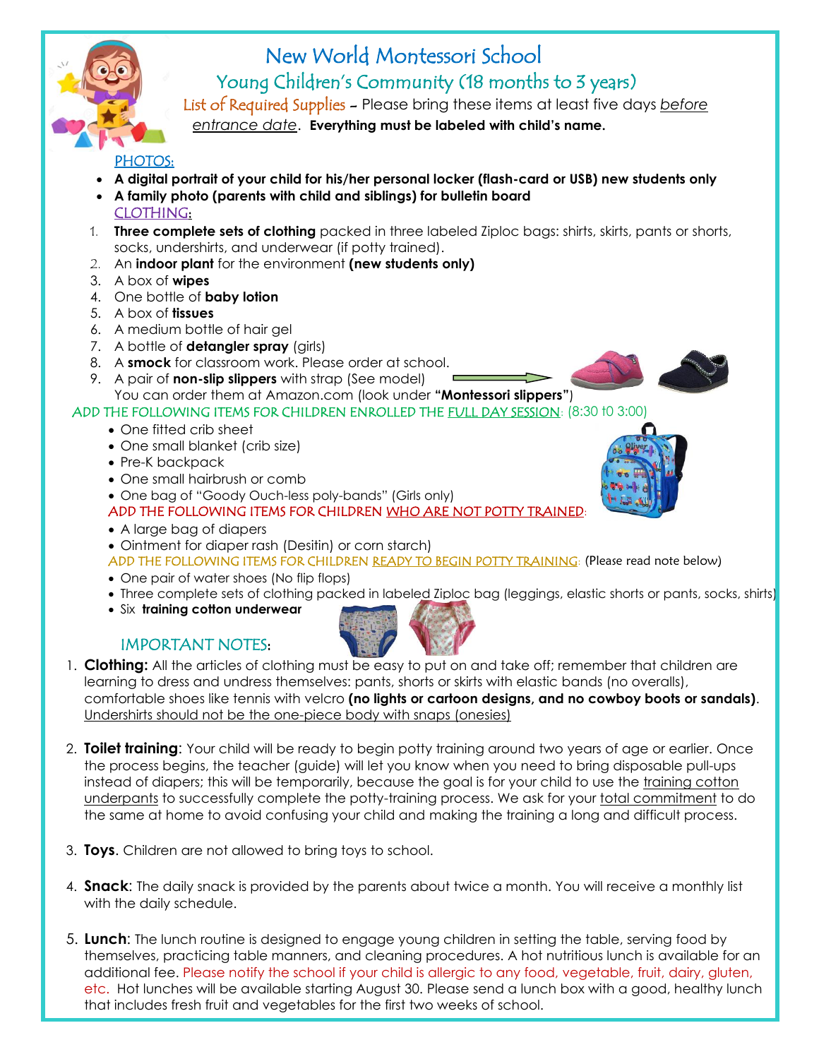# New World Montessori School

## Young Children's Community (18 months to 3 years)

List of Required Supplies – Please bring these items at least five days *before* *entrance date*. **Everything must be labeled with child's name.**

### PHOTOS:

- **A digital portrait of your child for his/her personal locker (flash-card or USB) new students only**
- **A family photo (parents with child and siblings) for bulletin board**

### CLOTHING:

1. **Three complete sets of clothing** packed in three labeled Ziploc bags: shirts, skirts, pants or shorts, socks, undershirts, and underwear (if potty trained).
2. An **indoor plant** for the environment **(new students only)**
3. A box of **wipes**
4. One bottle of **baby lotion**
5. A box of **tissues**
6. A medium bottle of hair gel
7. A bottle of **detangler spray** (girls)
8. A **smock** for classroom work. Please order at school.
9. A pair of **non-slip slippers** with strap (See model)
   You can order them at Amazon.com (look under **"Montessori slippers"**)

### ADD THE FOLLOWING ITEMS FOR CHILDREN ENROLLED THE FULL DAY SESSION: (8:30 t0 3:00)

- One fitted crib sheet
- One small blanket (crib size)
- Pre-K backpack
- One small hairbrush or comb
- One bag of "Goody Ouch-less poly-bands" (Girls only)

### ADD THE FOLLOWING ITEMS FOR CHILDREN WHO ARE NOT POTTY TRAINED:

- A large bag of diapers
- Ointment for diaper rash (Desitin) or corn starch)

### ADD THE FOLLOWING ITEMS FOR CHILDREN READY TO BEGIN POTTY TRAINING: (Please read note below)

- One pair of water shoes (No flip flops)
- Three complete sets of clothing packed in labeled Ziploc bag (leggings, elastic shorts or pants, socks, shirts)
- Six **training cotton underwear**

### IMPORTANT NOTES:

1. **Clothing:** All the articles of clothing must be easy to put on and take off; remember that children are learning to dress and undress themselves: pants, shorts or skirts with elastic bands (no overalls), comfortable shoes like tennis with velcro **(no lights or cartoon designs, and no cowboy boots or sandals)**. Undershirts should not be the one-piece body with snaps (onesies)

2. **Toilet training**: Your child will be ready to begin potty training around two years of age or earlier. Once the process begins, the teacher (guide) will let you know when you need to bring disposable pull-ups instead of diapers; this will be temporarily, because the goal is for your child to use the training cotton underpants to successfully complete the potty-training process. We ask for your total commitment to do the same at home to avoid confusing your child and making the training a long and difficult process.

3. **Toys**. Children are not allowed to bring toys to school.

4. **Snack**: The daily snack is provided by the parents about twice a month. You will receive a monthly list with the daily schedule.

5. **Lunch**: The lunch routine is designed to engage young children in setting the table, serving food by themselves, practicing table manners, and cleaning procedures. A hot nutritious lunch is available for an additional fee. Please notify the school if your child is allergic to any food, vegetable, fruit, dairy, gluten, etc. Hot lunches will be available starting August 30. Please send a lunch box with a good, healthy lunch that includes fresh fruit and vegetables for the first two weeks of school.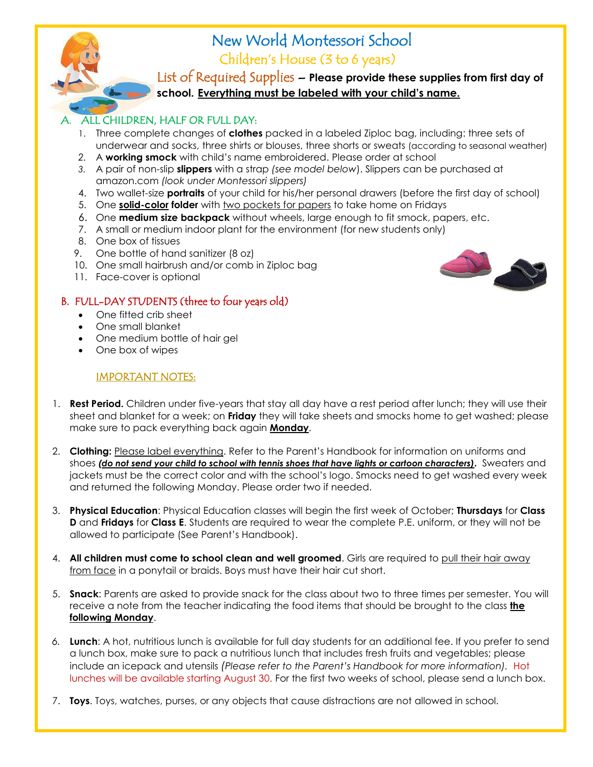# New World Montessori School

## Children's House (3 to 6 years)

List of Required Supplies – **Please provide these supplies from first day of school. Everything must be labeled with your child's name.**

## A. ALL CHILDREN, HALF OR FULL DAY:

1. Three complete changes of **clothes** packed in a labeled Ziploc bag, including: three sets of underwear and socks, three shirts or blouses, three shorts or sweats (according to seasonal weather)
2. A **working smock** with child's name embroidered. Please order at school
3. A pair of non-slip **slippers** with a strap *(see model below)*. Slippers can be purchased at amazon.com *(look under Montessori slippers)*
4. Two wallet-size **portraits** of your child for his/her personal drawers (before the first day of school)
5. One **solid-color folder** with two pockets for papers to take home on Fridays
6. One **medium size backpack** without wheels, large enough to fit smock, papers, etc.
7. A small or medium indoor plant for the environment (for new students only)
8. One box of tissues
9. One bottle of hand sanitizer (8 oz)
10. One small hairbrush and/or comb in Ziploc bag
11. Face-cover is optional

## B. FULL-DAY STUDENTS (three to four years old)

- One fitted crib sheet
- One small blanket
- One medium bottle of hair gel
- One box of wipes

### IMPORTANT NOTES:

1. **Rest Period.** Children under five-years that stay all day have a rest period after lunch; they will use their sheet and blanket for a week; on **Friday** they will take sheets and smocks home to get washed; please make sure to pack everything back again **Monday**.

2. **Clothing:** Please label everything. Refer to the Parent's Handbook for information on uniforms and shoes ***(do not send your child to school with tennis shoes that have lights or cartoon characters).*** Sweaters and jackets must be the correct color and with the school's logo. Smocks need to get washed every week and returned the following Monday. Please order two if needed.

3. **Physical Education**: Physical Education classes will begin the first week of October; **Thursdays** for **Class D** and **Fridays** for **Class E**. Students are required to wear the complete P.E. uniform, or they will not be allowed to participate (See Parent's Handbook).

4. **All children must come to school clean and well groomed**. Girls are required to pull their hair away from face in a ponytail or braids. Boys must have their hair cut short.

5. **Snack**: Parents are asked to provide snack for the class about two to three times per semester. You will receive a note from the teacher indicating the food items that should be brought to the class **the following Monday**.

6. **Lunch**: A hot, nutritious lunch is available for full day students for an additional fee. If you prefer to send a lunch box, make sure to pack a nutritious lunch that includes fresh fruits and vegetables; please include an icepack and utensils *(Please refer to the Parent's Handbook for more information)*. Hot lunches will be available starting August 30. For the first two weeks of school, please send a lunch box.

7. **Toys**. Toys, watches, purses, or any objects that cause distractions are not allowed in school.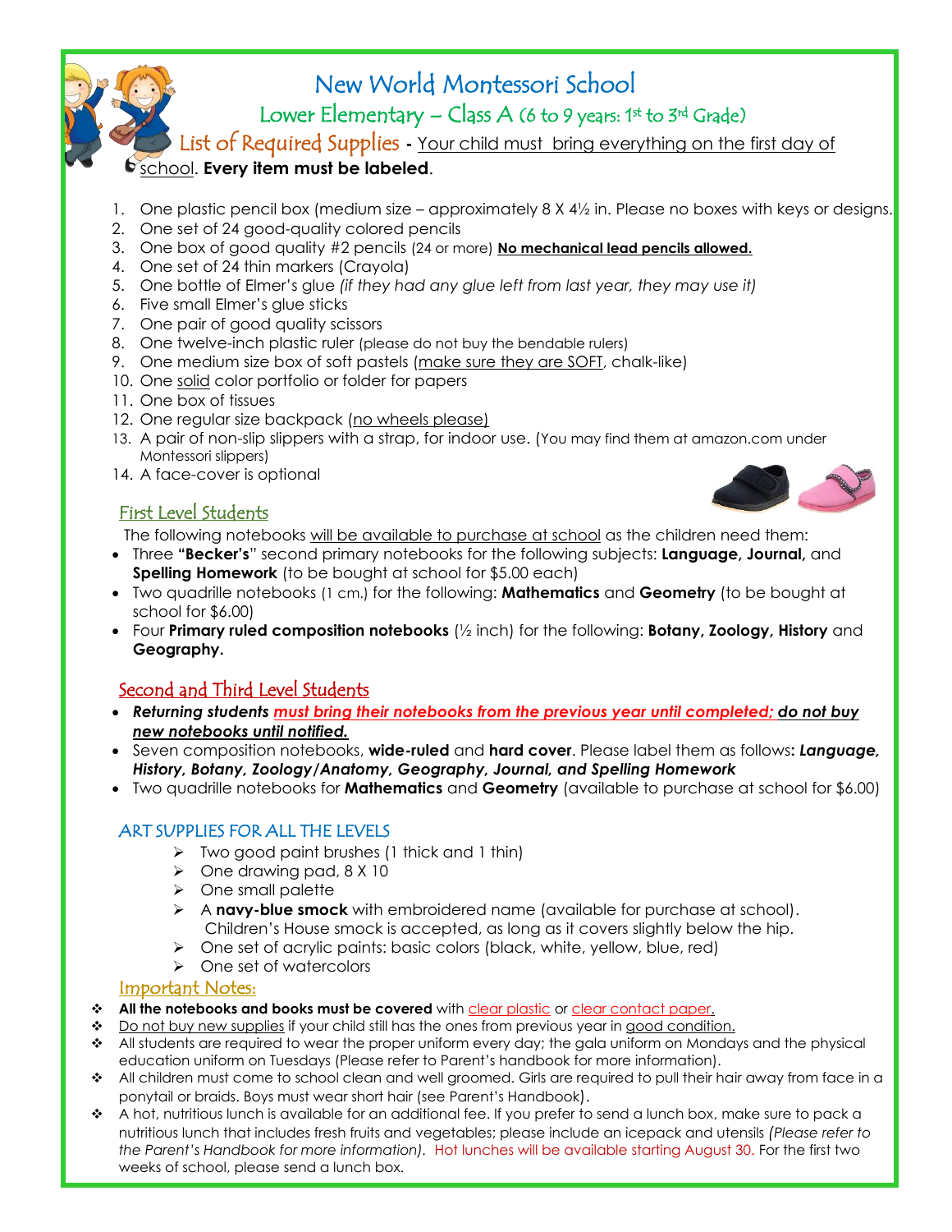# New World Montessori School

## Lower Elementary – Class A (6 to 9 years: 1st to 3rd Grade)

### List of Required Supplies - Your child must bring everything on the first day of school. **Every item must be labeled**.

1. One plastic pencil box (medium size – approximately 8 X 4½ in. Please no boxes with keys or designs.
2. One set of 24 good-quality colored pencils
3. One box of good quality #2 pencils (24 or more) **No mechanical lead pencils allowed.**
4. One set of 24 thin markers (Crayola)
5. One bottle of Elmer's glue *(if they had any glue left from last year, they may use it)*
6. Five small Elmer's glue sticks
7. One pair of good quality scissors
8. One twelve-inch plastic ruler (please do not buy the bendable rulers)
9. One medium size box of soft pastels (make sure they are SOFT, chalk-like)
10. One solid color portfolio or folder for papers
11. One box of tissues
12. One regular size backpack (no wheels please)
13. A pair of non-slip slippers with a strap, for indoor use. (You may find them at amazon.com under Montessori slippers)
14. A face-cover is optional

### First Level Students

The following notebooks will be available to purchase at school as the children need them:

- Three **"Becker's"** second primary notebooks for the following subjects: **Language, Journal,** and **Spelling Homework** (to be bought at school for $5.00 each)
- Two quadrille notebooks (1 cm.) for the following: **Mathematics** and **Geometry** (to be bought at school for $6.00)
- Four **Primary ruled composition notebooks** (½ inch) for the following: **Botany, Zoology, History** and **Geography.**

### Second and Third Level Students

- ***Returning students must bring their notebooks from the previous year until completed; do not buy new notebooks until notified.***
- Seven composition notebooks, **wide-ruled** and **hard cover**. Please label them as follows**:** ***Language, History, Botany, Zoology/Anatomy, Geography, Journal, and Spelling Homework***
- Two quadrille notebooks for **Mathematics** and **Geometry** (available to purchase at school for $6.00)

### ART SUPPLIES FOR ALL THE LEVELS

- Two good paint brushes (1 thick and 1 thin)
- One drawing pad, 8 X 10
- One small palette
- A **navy-blue smock** with embroidered name (available for purchase at school). Children's House smock is accepted, as long as it covers slightly below the hip.
- One set of acrylic paints: basic colors (black, white, yellow, blue, red)
- One set of watercolors

### Important Notes:

- **All the notebooks and books must be covered** with clear plastic or clear contact paper.
- Do not buy new supplies if your child still has the ones from previous year in good condition.
- All students are required to wear the proper uniform every day; the gala uniform on Mondays and the physical education uniform on Tuesdays (Please refer to Parent's handbook for more information).
- All children must come to school clean and well groomed. Girls are required to pull their hair away from face in a ponytail or braids. Boys must wear short hair (see Parent's Handbook).
- A hot, nutritious lunch is available for an additional fee. If you prefer to send a lunch box, make sure to pack a nutritious lunch that includes fresh fruits and vegetables; please include an icepack and utensils *(Please refer to the Parent's Handbook for more information)*. Hot lunches will be available starting August 30. For the first two weeks of school, please send a lunch box.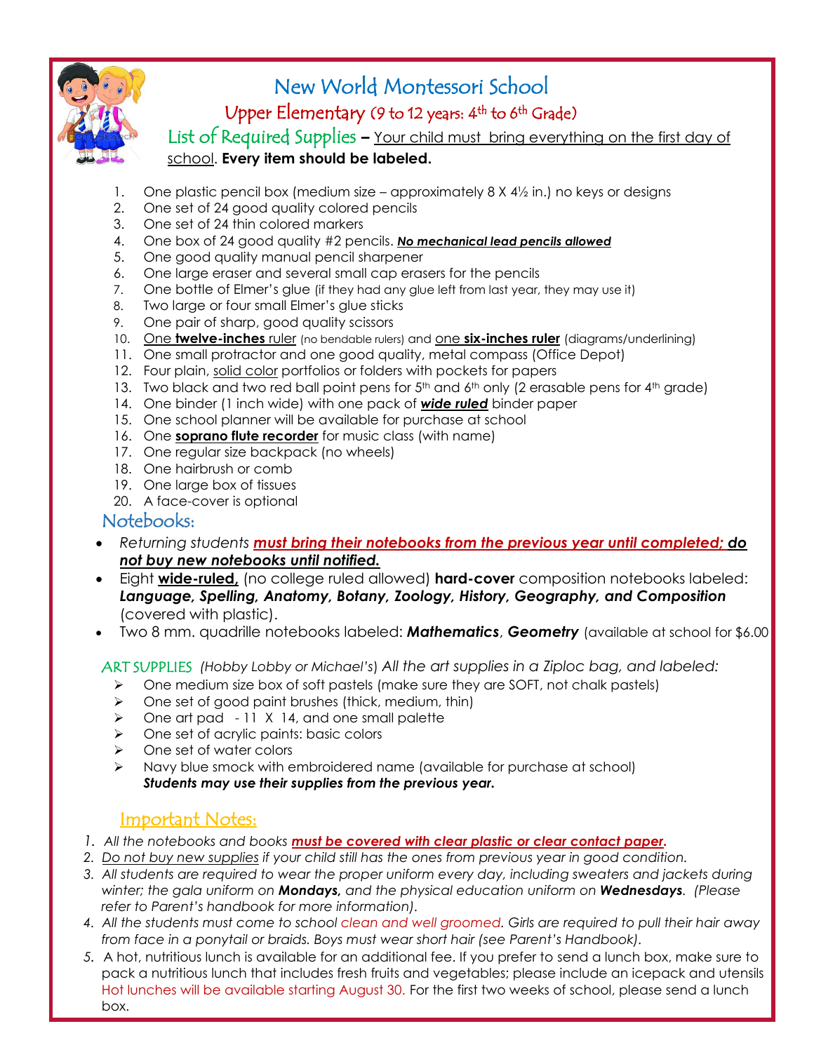# New World Montessori School

## Upper Elementary (9 to 12 years: 4th to 6th Grade)

### List of Required Supplies – Your child must bring everything on the first day of school. **Every item should be labeled.**

1. One plastic pencil box (medium size – approximately 8 X 4½ in.) no keys or designs
2. One set of 24 good quality colored pencils
3. One set of 24 thin colored markers
4. One box of 24 good quality #2 pencils. ***No mechanical lead pencils allowed***
5. One good quality manual pencil sharpener
6. One large eraser and several small cap erasers for the pencils
7. One bottle of Elmer's glue (if they had any glue left from last year, they may use it)
8. Two large or four small Elmer's glue sticks
9. One pair of sharp, good quality scissors
10. One **twelve-inches** ruler (no bendable rulers) and one **six-inches ruler** (diagrams/underlining)
11. One small protractor and one good quality, metal compass (Office Depot)
12. Four plain, solid color portfolios or folders with pockets for papers
13. Two black and two red ball point pens for 5th and 6th only (2 erasable pens for 4th grade)
14. One binder (1 inch wide) with one pack of ***wide ruled*** binder paper
15. One school planner will be available for purchase at school
16. One **soprano flute recorder** for music class (with name)
17. One regular size backpack (no wheels)
18. One hairbrush or comb
19. One large box of tissues
20. A face-cover is optional

## Notebooks:

- *Returning students **must bring their notebooks from the previous year until completed; do not buy new notebooks until notified.***
- Eight **wide-ruled,** (no college ruled allowed) **hard-cover** composition notebooks labeled: ***Language, Spelling, Anatomy, Botany, Zoology, History, Geography, and Composition*** (covered with plastic).
- Two 8 mm. quadrille notebooks labeled: ***Mathematics***, ***Geometry*** (available at school for $6.00

ART SUPPLIES *(Hobby Lobby or Michael's) All the art supplies in a Ziploc bag, and labeled:*

- One medium size box of soft pastels (make sure they are SOFT, not chalk pastels)
- One set of good paint brushes (thick, medium, thin)
- One art pad - 11 X 14, and one small palette
- One set of acrylic paints: basic colors
- One set of water colors
- Navy blue smock with embroidered name (available for purchase at school)
  ***Students may use their supplies from the previous year.***

## Important Notes:

1. *All the notebooks and books **must be covered with clear plastic or clear contact paper**.*
2. *Do not buy new supplies if your child still has the ones from previous year in good condition.*
3. *All students are required to wear the proper uniform every day, including sweaters and jackets during winter; the gala uniform on **Mondays,** and the physical education uniform on **Wednesdays**. (Please refer to Parent's handbook for more information).*
4. *All the students must come to school clean and well groomed. Girls are required to pull their hair away from face in a ponytail or braids. Boys must wear short hair (see Parent's Handbook).*
5. A hot, nutritious lunch is available for an additional fee. If you prefer to send a lunch box, make sure to pack a nutritious lunch that includes fresh fruits and vegetables; please include an icepack and utensils Hot lunches will be available starting August 30. For the first two weeks of school, please send a lunch box.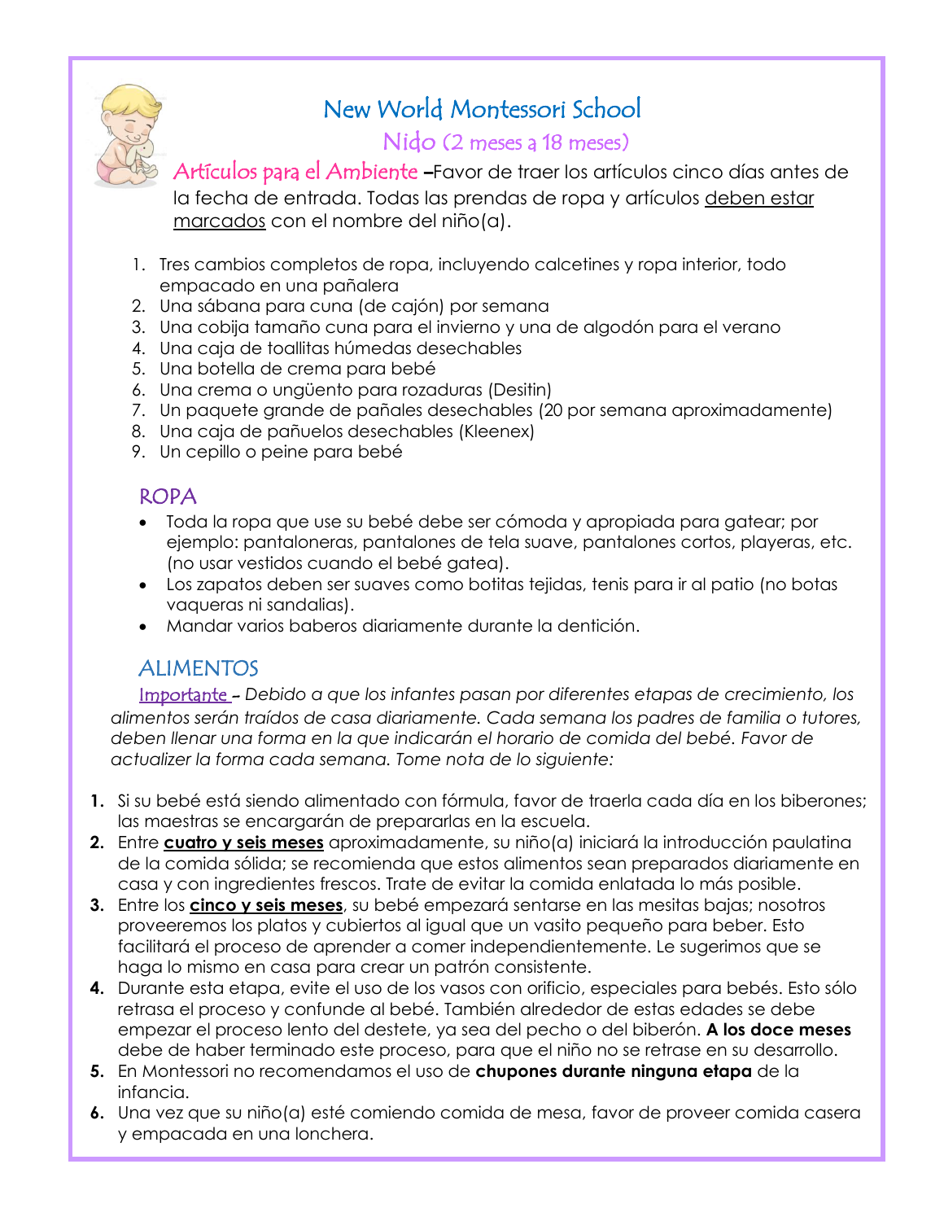# New World Montessori School

## Nido (2 meses a 18 meses)

**Artículos para el Ambiente** –Favor de traer los artículos cinco días antes de la fecha de entrada. Todas las prendas de ropa y artículos deben estar marcados con el nombre del niño(a).

1. Tres cambios completos de ropa, incluyendo calcetines y ropa interior, todo empacado en una pañalera
2. Una sábana para cuna (de cajón) por semana
3. Una cobija tamaño cuna para el invierno y una de algodón para el verano
4. Una caja de toallitas húmedas desechables
5. Una botella de crema para bebé
6. Una crema o ungüento para rozaduras (Desitin)
7. Un paquete grande de pañales desechables (20 por semana aproximadamente)
8. Una caja de pañuelos desechables (Kleenex)
9. Un cepillo o peine para bebé

### ROPA

- Toda la ropa que use su bebé debe ser cómoda y apropiada para gatear; por ejemplo: pantaloneras, pantalones de tela suave, pantalones cortos, playeras, etc. (no usar vestidos cuando el bebé gatea).
- Los zapatos deben ser suaves como botitas tejidas, tenis para ir al patio (no botas vaqueras ni sandalias).
- Mandar varios baberos diariamente durante la dentición.

### ALIMENTOS

Importante – *Debido a que los infantes pasan por diferentes etapas de crecimiento, los alimentos serán traídos de casa diariamente. Cada semana los padres de familia o tutores, deben llenar una forma en la que indicarán el horario de comida del bebé. Favor de actualizer la forma cada semana. Tome nota de lo siguiente:*

1. Si su bebé está siendo alimentado con fórmula, favor de traerla cada día en los biberones; las maestras se encargarán de prepararlas en la escuela.
2. Entre **cuatro y seis meses** aproximadamente, su niño(a) iniciará la introducción paulatina de la comida sólida; se recomienda que estos alimentos sean preparados diariamente en casa y con ingredientes frescos. Trate de evitar la comida enlatada lo más posible.
3. Entre los **cinco y seis meses**, su bebé empezará sentarse en las mesitas bajas; nosotros proveeremos los platos y cubiertos al igual que un vasito pequeño para beber. Esto facilitará el proceso de aprender a comer independientemente. Le sugerimos que se haga lo mismo en casa para crear un patrón consistente.
4. Durante esta etapa, evite el uso de los vasos con orificio, especiales para bebés. Esto sólo retrasa el proceso y confunde al bebé. También alrededor de estas edades se debe empezar el proceso lento del destete, ya sea del pecho o del biberón. **A los doce meses** debe de haber terminado este proceso, para que el niño no se retrase en su desarrollo.
5. En Montessori no recomendamos el uso de **chupones durante ninguna etapa** de la infancia.
6. Una vez que su niño(a) esté comiendo comida de mesa, favor de proveer comida casera y empacada en una lonchera.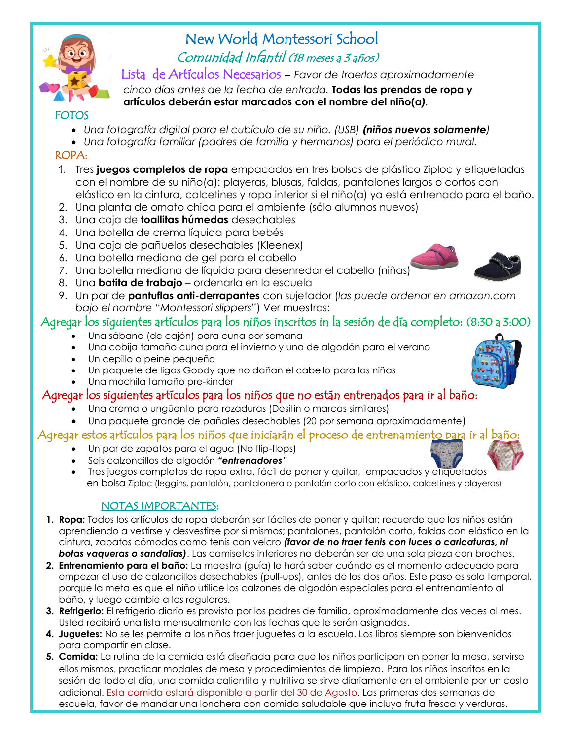# New World Montessori School

## Comunidad Infantil (18 meses a 3 años)

### Lista de Artículos Necesarios – *Favor de traerlos aproximadamente cinco días antes de la fecha de entrada.* **Todas las prendas de ropa y artículos deberán estar marcados con el nombre del niño(a)**.

FOTOS

- *Una fotografía digital para el cubículo de su niño. (USB)* ***(niños nuevos solamente)***
- *Una fotografía familiar (padres de familia y hermanos) para el periódico mural.*

ROPA:

1. Tres **juegos completos de ropa** empacados en tres bolsas de plástico Ziploc y etiquetadas con el nombre de su niño(a): playeras, blusas, faldas, pantalones largos o cortos con elástico en la cintura, calcetines y ropa interior si el niño(a) ya está entrenado para el baño.
2. Una planta de ornato chica para el ambiente (sólo alumnos nuevos)
3. Una caja de **toallitas húmedas** desechables
4. Una botella de crema líquida para bebés
5. Una caja de pañuelos desechables (Kleenex)
6. Una botella mediana de gel para el cabello
7. Una botella mediana de líquido para desenredar el cabello (niñas)
8. Una **batita de trabajo** – ordenarla en la escuela
9. Un par de **pantuflas anti-derrapantes** con sujetador (*las puede ordenar en amazon.com bajo el nombre "Montessori slippers"*) Ver muestras:

## Agregar los siguientes artículos para los niños inscritos in la sesión de día completo: (8:30 a 3:00)

- Una sábana (de cajón) para cuna por semana
- Una cobija tamaño cuna para el invierno y una de algodón para el verano
- Un cepillo o peine pequeño
- Un paquete de ligas Goody que no dañan el cabello para las niñas
- Una mochila tamaño pre-kinder

## Agregar los siguientes artículos para los niños que no están entrenados para ir al baño:

- Una crema o ungüento para rozaduras (Desitin o marcas similares)
- Una paquete grande de pañales desechables (20 por semana aproximadamente)

## Agregar estos artículos para los niños que iniciarán el proceso de entrenamiento para ir al baño:

- Un par de zapatos para el agua (No flip-flops)
- Seis calzoncillos de algodón ***"entrenadores"***
- Tres juegos completos de ropa extra, fácil de poner y quitar, empacados y etiquetados en bolsa Ziploc (leggins, pantalón, pantalonera o pantalón corto con elástico, calcetines y playeras)

## NOTAS IMPORTANTES:

1. **Ropa:** Todos los artículos de ropa deberán ser fáciles de poner y quitar; recuerde que los niños están aprendiendo a vestirse y desvestirse por si mismos; pantalones, pantalón corto, faldas con elástico en la cintura, zapatos cómodos como tenis con velcro ***(favor de no traer tenis con luces o caricaturas, ni botas vaqueras o sandalias)***. Las camisetas interiores no deberán ser de una sola pieza con broches.
2. **Entrenamiento para el baño:** La maestra (guía) le hará saber cuándo es el momento adecuado para empezar el uso de calzoncillos desechables (pull-ups), antes de los dos años. Este paso es solo temporal, porque la meta es que el niño utilice los calzones de algodón especiales para el entrenamiento al baño, y luego cambie a los regulares.
3. **Refrigerio:** El refrigerio diario es provisto por los padres de familia, aproximadamente dos veces al mes. Usted recibirá una lista mensualmente con las fechas que le serán asignadas.
4. **Juguetes:** No se les permite a los niños traer juguetes a la escuela. Los libros siempre son bienvenidos para compartir en clase.
5. **Comida:** La rutina de la comida está diseñada para que los niños participen en poner la mesa, servirse ellos mismos, practicar modales de mesa y procedimientos de limpieza. Para los niños inscritos en la sesión de todo el día, una comida calientita y nutritiva se sirve diariamente en el ambiente por un costo adicional. Esta comida estará disponible a partir del 30 de Agosto. Las primeras dos semanas de escuela, favor de mandar una lonchera con comida saludable que incluya fruta fresca y verduras.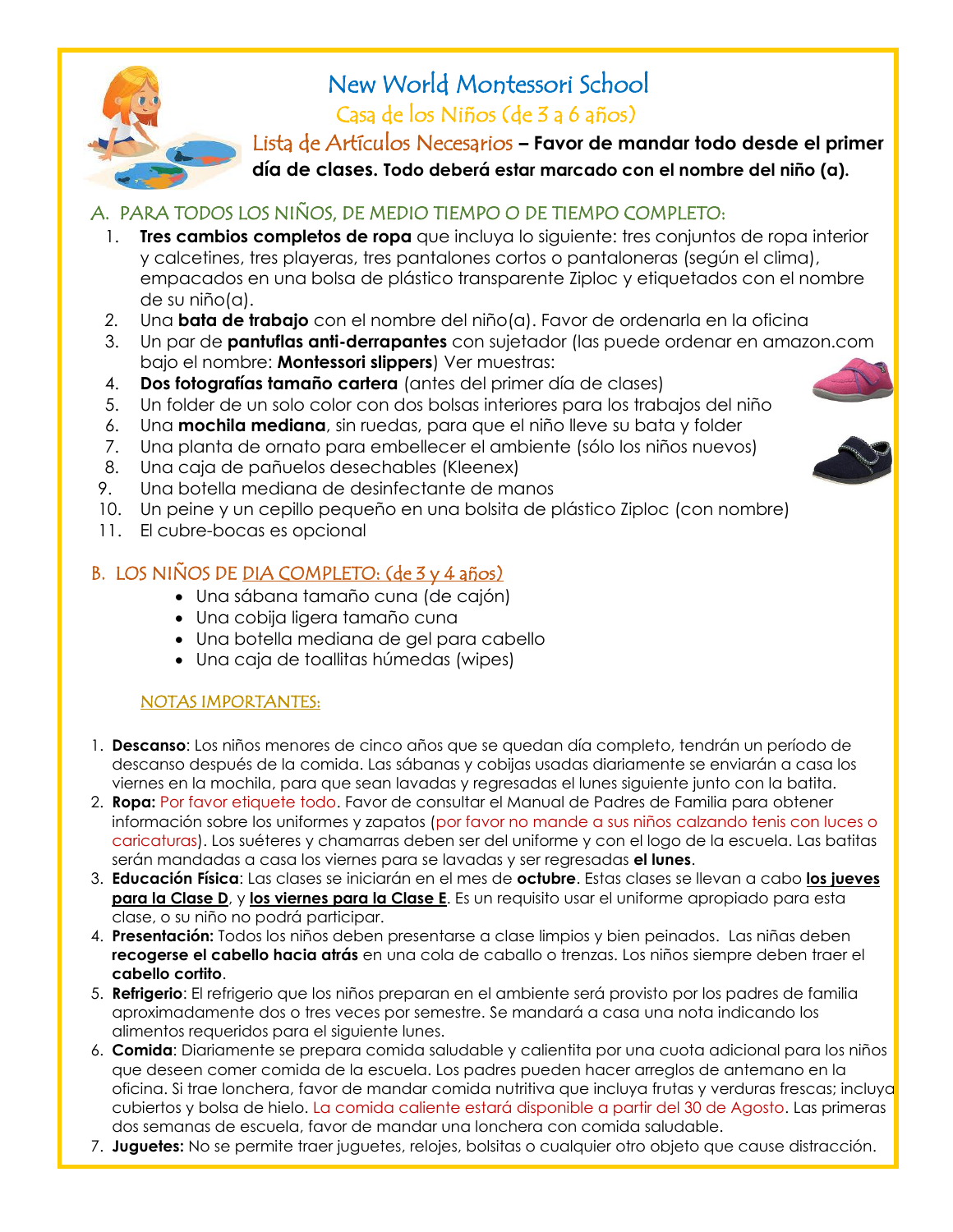# New World Montessori School

## Casa de los Niños (de 3 a 6 años)

### Lista de Artículos Necesarios – **Favor de mandar todo desde el primer día de clases. Todo deberá estar marcado con el nombre del niño (a).**

## A. PARA TODOS LOS NIÑOS, DE MEDIO TIEMPO O DE TIEMPO COMPLETO:

1. **Tres cambios completos de ropa** que incluya lo siguiente: tres conjuntos de ropa interior y calcetines, tres playeras, tres pantalones cortos o pantaloneras (según el clima), empacados en una bolsa de plástico transparente Ziploc y etiquetados con el nombre de su niño(a).
2. Una **bata de trabajo** con el nombre del niño(a). Favor de ordenarla en la oficina
3. Un par de **pantuflas anti-derrapantes** con sujetador (las puede ordenar en amazon.com bajo el nombre: **Montessori slippers**) Ver muestras:
4. **Dos fotografías tamaño cartera** (antes del primer día de clases)
5. Un folder de un solo color con dos bolsas interiores para los trabajos del niño
6. Una **mochila mediana**, sin ruedas, para que el niño lleve su bata y folder
7. Una planta de ornato para embellecer el ambiente (sólo los niños nuevos)
8. Una caja de pañuelos desechables (Kleenex)
9. Una botella mediana de desinfectante de manos
10. Un peine y un cepillo pequeño en una bolsita de plástico Ziploc (con nombre)
11. El cubre-bocas es opcional

## B. LOS NIÑOS DE DIA COMPLETO: (de 3 y 4 años)

- Una sábana tamaño cuna (de cajón)
- Una cobija ligera tamaño cuna
- Una botella mediana de gel para cabello
- Una caja de toallitas húmedas (wipes)

### NOTAS IMPORTANTES:

1. **Descanso**: Los niños menores de cinco años que se quedan día completo, tendrán un período de descanso después de la comida. Las sábanas y cobijas usadas diariamente se enviarán a casa los viernes en la mochila, para que sean lavadas y regresadas el lunes siguiente junto con la batita.
2. **Ropa:** Por favor etiquete todo. Favor de consultar el Manual de Padres de Familia para obtener información sobre los uniformes y zapatos (por favor no mande a sus niños calzando tenis con luces o caricaturas). Los suéteres y chamarras deben ser del uniforme y con el logo de la escuela. Las batitas serán mandadas a casa los viernes para se lavadas y ser regresadas **el lunes**.
3. **Educación Física**: Las clases se iniciarán en el mes de **octubre**. Estas clases se llevan a cabo **los jueves para la Clase D**, y **los viernes para la Clase E**. Es un requisito usar el uniforme apropiado para esta clase, o su niño no podrá participar.
4. **Presentación:** Todos los niños deben presentarse a clase limpios y bien peinados. Las niñas deben **recogerse el cabello hacia atrás** en una cola de caballo o trenzas. Los niños siempre deben traer el **cabello cortito**.
5. **Refrigerio**: El refrigerio que los niños preparan en el ambiente será provisto por los padres de familia aproximadamente dos o tres veces por semestre. Se mandará a casa una nota indicando los alimentos requeridos para el siguiente lunes.
6. **Comida**: Diariamente se prepara comida saludable y calientita por una cuota adicional para los niños que deseen comer comida de la escuela. Los padres pueden hacer arreglos de antemano en la oficina. Si trae lonchera, favor de mandar comida nutritiva que incluya frutas y verduras frescas; incluya cubiertos y bolsa de hielo. La comida caliente estará disponible a partir del 30 de Agosto. Las primeras dos semanas de escuela, favor de mandar una lonchera con comida saludable.
7. **Juguetes:** No se permite traer juguetes, relojes, bolsitas o cualquier otro objeto que cause distracción.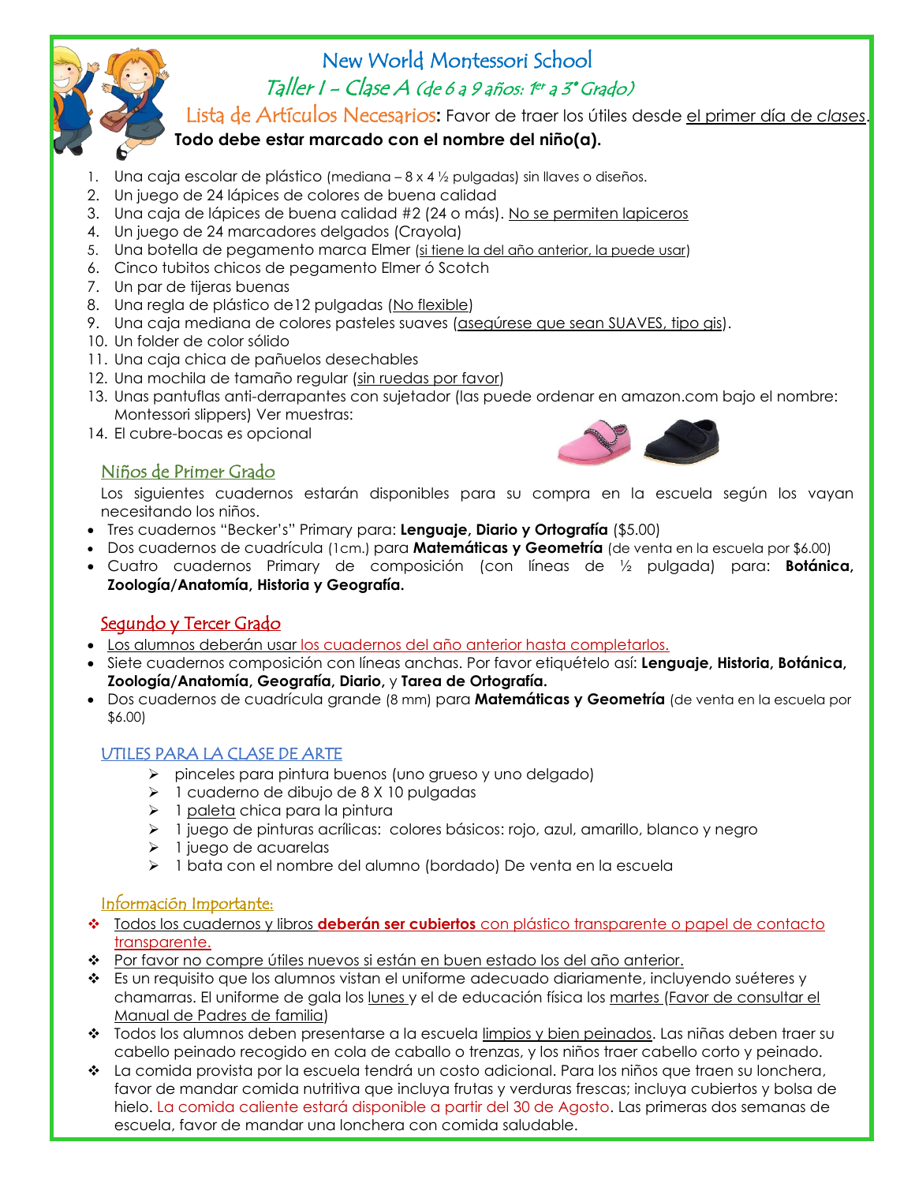# New World Montessori School

## Taller I - Clase A (de 6 a 9 años: 1er a 3° Grado)

**Lista de Artículos Necesarios:** Favor de traer los útiles desde el primer día de *clases*.

**Todo debe estar marcado con el nombre del niño(a).**

1. Una caja escolar de plástico (mediana – 8 x 4 ½ pulgadas) sin llaves o diseños.
2. Un juego de 24 lápices de colores de buena calidad
3. Una caja de lápices de buena calidad #2 (24 o más). No se permiten lapiceros
4. Un juego de 24 marcadores delgados (Crayola)
5. Una botella de pegamento marca Elmer (si tiene la del año anterior, la puede usar)
6. Cinco tubitos chicos de pegamento Elmer ó Scotch
7. Un par de tijeras buenas
8. Una regla de plástico de12 pulgadas (No flexible)
9. Una caja mediana de colores pasteles suaves (asegúrese que sean SUAVES, tipo gis).
10. Un folder de color sólido
11. Una caja chica de pañuelos desechables
12. Una mochila de tamaño regular (sin ruedas por favor)
13. Unas pantuflas anti-derrapantes con sujetador (las puede ordenar en amazon.com bajo el nombre: Montessori slippers) Ver muestras:
14. El cubre-bocas es opcional

### Niños de Primer Grado

Los siguientes cuadernos estarán disponibles para su compra en la escuela según los vayan necesitando los niños.

- Tres cuadernos "Becker's" Primary para: **Lenguaje, Diario y Ortografía** ($5.00)
- Dos cuadernos de cuadrícula (1cm.) para **Matemáticas y Geometría** (de venta en la escuela por $6.00)
- Cuatro cuadernos Primary de composición (con líneas de ½ pulgada) para: **Botánica, Zoología/Anatomía, Historia y Geografía.**

### Segundo y Tercer Grado

- Los alumnos deberán usar los cuadernos del año anterior hasta completarlos.
- Siete cuadernos composición con líneas anchas. Por favor etiquételo así: **Lenguaje, Historia, Botánica, Zoología/Anatomía, Geografía, Diario,** y **Tarea de Ortografía.**
- Dos cuadernos de cuadrícula grande (8 mm) para **Matemáticas y Geometría** (de venta en la escuela por $6.00)

### UTILES PARA LA CLASE DE ARTE

- pinceles para pintura buenos (uno grueso y uno delgado)
- 1 cuaderno de dibujo de 8 X 10 pulgadas
- 1 paleta chica para la pintura
- 1 juego de pinturas acrílicas: colores básicos: rojo, azul, amarillo, blanco y negro
- 1 juego de acuarelas
- 1 bata con el nombre del alumno (bordado) De venta en la escuela

### Información Importante:

- Todos los cuadernos y libros **deberán ser cubiertos** con plástico transparente o papel de contacto transparente.
- Por favor no compre útiles nuevos si están en buen estado los del año anterior.
- Es un requisito que los alumnos vistan el uniforme adecuado diariamente, incluyendo suéteres y chamarras. El uniforme de gala los lunes y el de educación física los martes (Favor de consultar el Manual de Padres de familia)
- Todos los alumnos deben presentarse a la escuela limpios y bien peinados. Las niñas deben traer su cabello peinado recogido en cola de caballo o trenzas, y los niños traer cabello corto y peinado.
- La comida provista por la escuela tendrá un costo adicional. Para los niños que traen su lonchera, favor de mandar comida nutritiva que incluya frutas y verduras frescas; incluya cubiertos y bolsa de hielo. La comida caliente estará disponible a partir del 30 de Agosto. Las primeras dos semanas de escuela, favor de mandar una lonchera con comida saludable.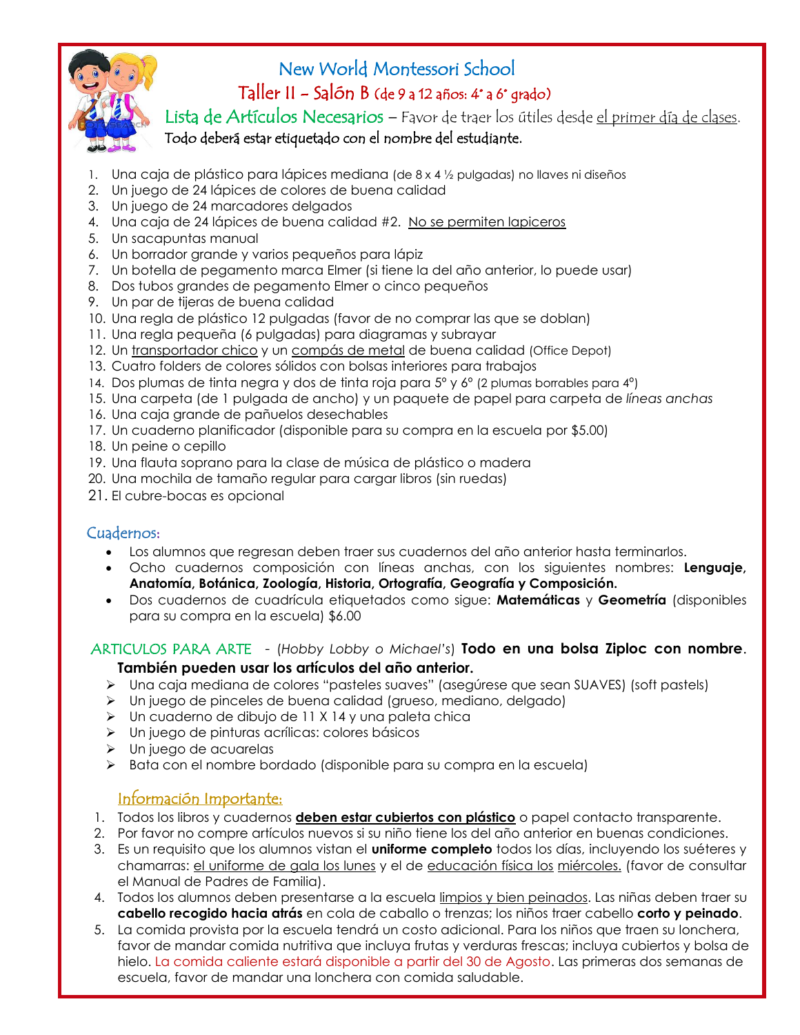# New World Montessori School

## Taller II – Salón B (de 9 a 12 años: 4° a 6° grado)

**Lista de Artículos Necesarios** – Favor de traer los útiles desde el primer día de clases.

Todo deberá estar etiquetado con el nombre del estudiante.

1. Una caja de plástico para lápices mediana (de 8 x 4 ½ pulgadas) no llaves ni diseños
2. Un juego de 24 lápices de colores de buena calidad
3. Un juego de 24 marcadores delgados
4. Una caja de 24 lápices de buena calidad #2. No se permiten lapiceros
5. Un sacapuntas manual
6. Un borrador grande y varios pequeños para lápiz
7. Un botella de pegamento marca Elmer (si tiene la del año anterior, lo puede usar)
8. Dos tubos grandes de pegamento Elmer o cinco pequeños
9. Un par de tijeras de buena calidad
10. Una regla de plástico 12 pulgadas (favor de no comprar las que se doblan)
11. Una regla pequeña (6 pulgadas) para diagramas y subrayar
12. Un transportador chico y un compás de metal de buena calidad (Office Depot)
13. Cuatro folders de colores sólidos con bolsas interiores para trabajos
14. Dos plumas de tinta negra y dos de tinta roja para 5° y 6° (2 plumas borrables para 4°)
15. Una carpeta (de 1 pulgada de ancho) y un paquete de papel para carpeta de *líneas anchas*
16. Una caja grande de pañuelos desechables
17. Un cuaderno planificador (disponible para su compra en la escuela por $5.00)
18. Un peine o cepillo
19. Una flauta soprano para la clase de música de plástico o madera
20. Una mochila de tamaño regular para cargar libros (sin ruedas)
21. El cubre-bocas es opcional

### Cuadernos:

- Los alumnos que regresan deben traer sus cuadernos del año anterior hasta terminarlos.
- Ocho cuadernos composición con líneas anchas, con los siguientes nombres: **Lenguaje, Anatomía, Botánica, Zoología, Historia, Ortografía, Geografía y Composición.**
- Dos cuadernos de cuadrícula etiquetados como sigue: **Matemáticas** y **Geometría** (disponibles para su compra en la escuela) $6.00

### ARTICULOS PARA ARTE - (*Hobby Lobby o Michael's*) **Todo en una bolsa Ziploc con nombre**. **También pueden usar los artículos del año anterior.**

- Una caja mediana de colores "pasteles suaves" (asegúrese que sean SUAVES) (soft pastels)
- Un juego de pinceles de buena calidad (grueso, mediano, delgado)
- Un cuaderno de dibujo de 11 X 14 y una paleta chica
- Un juego de pinturas acrílicas: colores básicos
- Un juego de acuarelas
- Bata con el nombre bordado (disponible para su compra en la escuela)

### Información Importante:

1. Todos los libros y cuadernos **deben estar cubiertos con plástico** o papel contacto transparente.
2. Por favor no compre artículos nuevos si su niño tiene los del año anterior en buenas condiciones.
3. Es un requisito que los alumnos vistan el **uniforme completo** todos los días, incluyendo los suéteres y chamarras: el uniforme de gala los lunes y el de educación física los miércoles. (favor de consultar el Manual de Padres de Familia).
4. Todos los alumnos deben presentarse a la escuela limpios y bien peinados. Las niñas deben traer su **cabello recogido hacia atrás** en cola de caballo o trenzas; los niños traer cabello **corto y peinado**.
5. La comida provista por la escuela tendrá un costo adicional. Para los niños que traen su lonchera, favor de mandar comida nutritiva que incluya frutas y verduras frescas; incluya cubiertos y bolsa de hielo. La comida caliente estará disponible a partir del 30 de Agosto. Las primeras dos semanas de escuela, favor de mandar una lonchera con comida saludable.